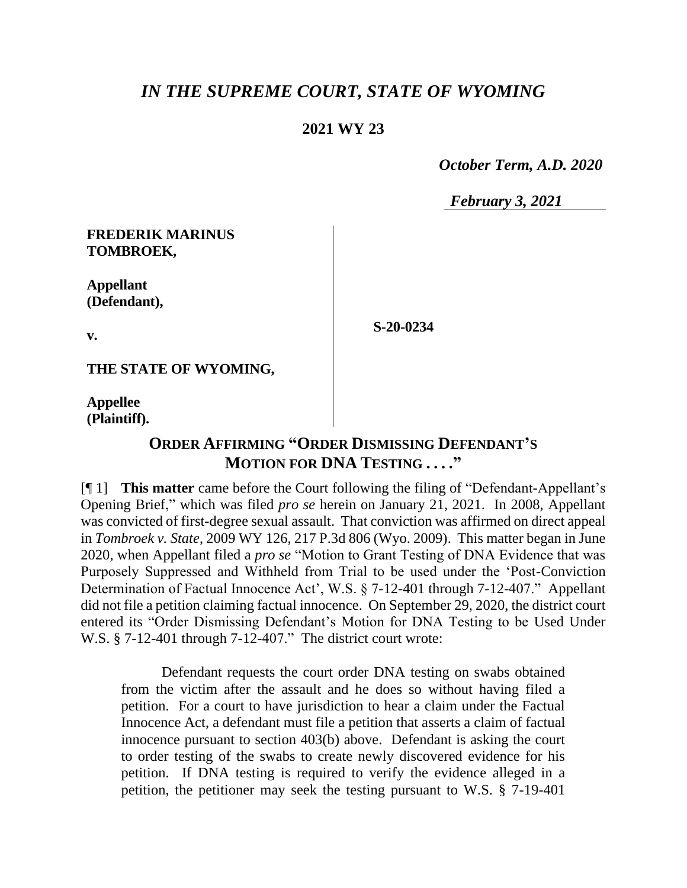# *IN THE SUPREME COURT, STATE OF WYOMING*

**2021 WY 23**

*October Term, A.D. 2020*

*February 3, 2021*

| | |
|---|---|
| **FREDERIK MARINUS TOMBROEK,**<br><br>**Appellant (Defendant),**<br><br>**v.**<br><br>**THE STATE OF WYOMING,**<br><br>**Appellee (Plaintiff).** | **S-20-0234** |

## ORDER AFFIRMING "ORDER DISMISSING DEFENDANT'S MOTION FOR DNA TESTING . . . ."

[¶ 1] **This matter** came before the Court following the filing of "Defendant-Appellant's Opening Brief," which was filed *pro se* herein on January 21, 2021. In 2008, Appellant was convicted of first-degree sexual assault. That conviction was affirmed on direct appeal in *Tombroek v. State*, 2009 WY 126, 217 P.3d 806 (Wyo. 2009). This matter began in June 2020, when Appellant filed a *pro se* "Motion to Grant Testing of DNA Evidence that was Purposely Suppressed and Withheld from Trial to be used under the 'Post-Conviction Determination of Factual Innocence Act', W.S. § 7-12-401 through 7-12-407." Appellant did not file a petition claiming factual innocence. On September 29, 2020, the district court entered its "Order Dismissing Defendant's Motion for DNA Testing to be Used Under W.S. § 7-12-401 through 7-12-407." The district court wrote:

> Defendant requests the court order DNA testing on swabs obtained from the victim after the assault and he does so without having filed a petition. For a court to have jurisdiction to hear a claim under the Factual Innocence Act, a defendant must file a petition that asserts a claim of factual innocence pursuant to section 403(b) above. Defendant is asking the court to order testing of the swabs to create newly discovered evidence for his petition. If DNA testing is required to verify the evidence alleged in a petition, the petitioner may seek the testing pursuant to W.S. § 7-19-401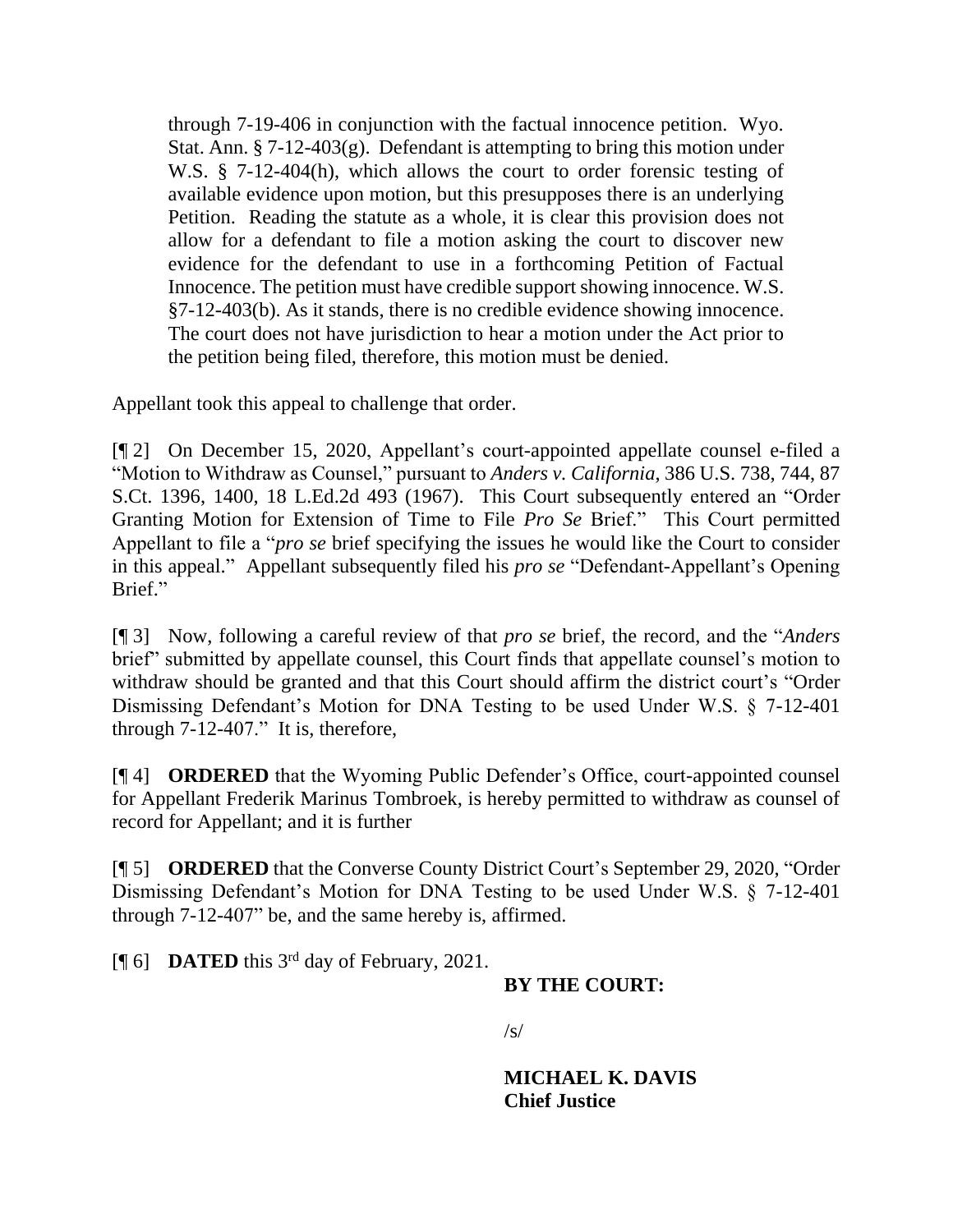> through 7-19-406 in conjunction with the factual innocence petition. Wyo. Stat. Ann. § 7-12-403(g). Defendant is attempting to bring this motion under W.S. § 7-12-404(h), which allows the court to order forensic testing of available evidence upon motion, but this presupposes there is an underlying Petition. Reading the statute as a whole, it is clear this provision does not allow for a defendant to file a motion asking the court to discover new evidence for the defendant to use in a forthcoming Petition of Factual Innocence. The petition must have credible support showing innocence. W.S. §7-12-403(b). As it stands, there is no credible evidence showing innocence. The court does not have jurisdiction to hear a motion under the Act prior to the petition being filed, therefore, this motion must be denied.

Appellant took this appeal to challenge that order.

[¶ 2] On December 15, 2020, Appellant's court-appointed appellate counsel e-filed a "Motion to Withdraw as Counsel," pursuant to *Anders v. California*, 386 U.S. 738, 744, 87 S.Ct. 1396, 1400, 18 L.Ed.2d 493 (1967). This Court subsequently entered an "Order Granting Motion for Extension of Time to File *Pro Se* Brief." This Court permitted Appellant to file a "*pro se* brief specifying the issues he would like the Court to consider in this appeal." Appellant subsequently filed his *pro se* "Defendant-Appellant's Opening Brief."

[¶ 3] Now, following a careful review of that *pro se* brief, the record, and the "*Anders* brief" submitted by appellate counsel, this Court finds that appellate counsel's motion to withdraw should be granted and that this Court should affirm the district court's "Order Dismissing Defendant's Motion for DNA Testing to be used Under W.S. § 7-12-401 through 7-12-407." It is, therefore,

[¶ 4] **ORDERED** that the Wyoming Public Defender's Office, court-appointed counsel for Appellant Frederik Marinus Tombroek, is hereby permitted to withdraw as counsel of record for Appellant; and it is further

[¶ 5] **ORDERED** that the Converse County District Court's September 29, 2020, "Order Dismissing Defendant's Motion for DNA Testing to be used Under W.S. § 7-12-401 through 7-12-407" be, and the same hereby is, affirmed.

[¶ 6] **DATED** this 3rd day of February, 2021.

**BY THE COURT:**

/s/

**MICHAEL K. DAVIS**
**Chief Justice**